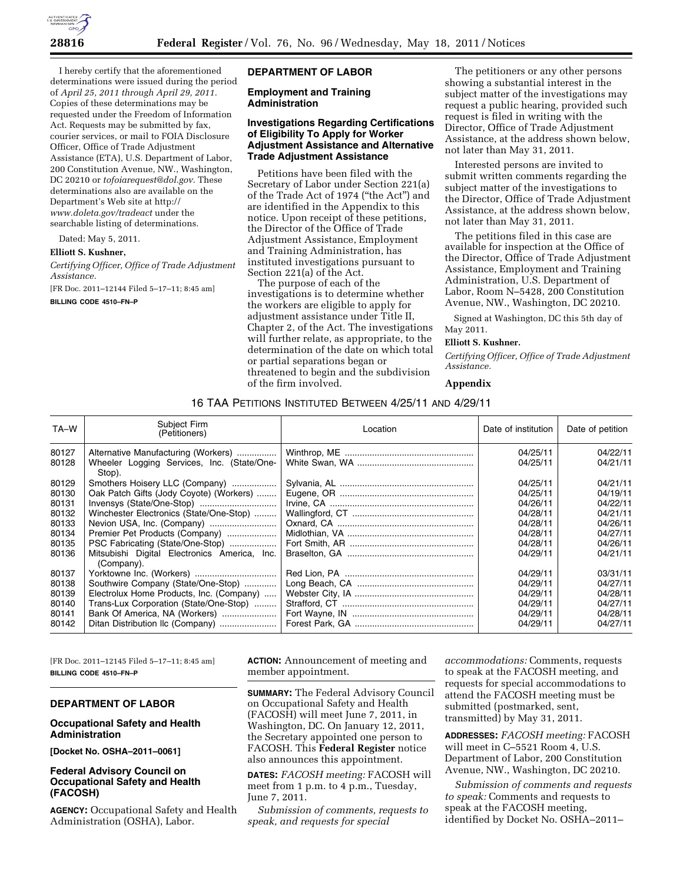I hereby certify that the aforementioned determinations were issued during the period of *April 25, 2011 through April 29, 2011*. Copies of these determinations may be requested under the Freedom of Information Act. Requests may be submitted by fax, courier services, or mail to FOIA Disclosure Officer, Office of Trade Adjustment Assistance (ETA), U.S. Department of Labor, 200 Constitution Avenue, NW., Washington, DC 20210 or *tofoiarequest@dol.gov*. These determinations also are available on the Department's Web site at *http://www.doleta.gov/tradeact* under the searchable listing of determinations.

Dated: May 5, 2011.

**Elliott S. Kushner,**

*Certifying Officer, Office of Trade Adjustment Assistance.*

[FR Doc. 2011–12144 Filed 5–17–11; 8:45 am]

**BILLING CODE 4510–FN–P**

## DEPARTMENT OF LABOR

### Employment and Training Administration

### Investigations Regarding Certifications of Eligibility To Apply for Worker Adjustment Assistance and Alternative Trade Adjustment Assistance

Petitions have been filed with the Secretary of Labor under Section 221(a) of the Trade Act of 1974 ("the Act") and are identified in the Appendix to this notice. Upon receipt of these petitions, the Director of the Office of Trade Adjustment Assistance, Employment and Training Administration, has instituted investigations pursuant to Section 221(a) of the Act.

The purpose of each of the investigations is to determine whether the workers are eligible to apply for adjustment assistance under Title II, Chapter 2, of the Act. The investigations will further relate, as appropriate, to the determination of the date on which total or partial separations began or threatened to begin and the subdivision of the firm involved.

The petitioners or any other persons showing a substantial interest in the subject matter of the investigations may request a public hearing, provided such request is filed in writing with the Director, Office of Trade Adjustment Assistance, at the address shown below, not later than May 31, 2011.

Interested persons are invited to submit written comments regarding the subject matter of the investigations to the Director, Office of Trade Adjustment Assistance, at the address shown below, not later than May 31, 2011.

The petitions filed in this case are available for inspection at the Office of the Director, Office of Trade Adjustment Assistance, Employment and Training Administration, U.S. Department of Labor, Room N–5428, 200 Constitution Avenue, NW., Washington, DC 20210.

Signed at Washington, DC this 5th day of May 2011.

**Elliott S. Kushner.**

*Certifying Officer, Office of Trade Adjustment Assistance.*

**Appendix**

16 TAA Petitions Instituted Between 4/25/11 and 4/29/11

| TA–W | Subject Firm (Petitioners) | Location | Date of institution | Date of petition |
|---|---|---|---|---|
| 80127 | Alternative Manufacturing (Workers) | Winthrop, ME | 04/25/11 | 04/22/11 |
| 80128 | Wheeler Logging Services, Inc. (State/One-Stop). | White Swan, WA | 04/25/11 | 04/21/11 |
| 80129 | Smothers Hoisery LLC (Company) | Sylvania, AL | 04/25/11 | 04/21/11 |
| 80130 | Oak Patch Gifts (Jody Coyote) (Workers) | Eugene, OR | 04/25/11 | 04/19/11 |
| 80131 | Invensys (State/One-Stop) | Irvine, CA | 04/26/11 | 04/22/11 |
| 80132 | Winchester Electronics (State/One-Stop) | Wallingford, CT | 04/28/11 | 04/21/11 |
| 80133 | Nevion USA, Inc. (Company) | Oxnard, CA | 04/28/11 | 04/26/11 |
| 80134 | Premier Pet Products (Company) | Midlothian, VA | 04/28/11 | 04/27/11 |
| 80135 | PSC Fabricating (State/One-Stop) | Fort Smith, AR | 04/28/11 | 04/26/11 |
| 80136 | Mitsubishi Digital Electronics America, Inc. (Company). | Braselton, GA | 04/29/11 | 04/21/11 |
| 80137 | Yorktowne Inc. (Workers) | Red Lion, PA | 04/29/11 | 03/31/11 |
| 80138 | Southwire Company (State/One-Stop) | Long Beach, CA | 04/29/11 | 04/27/11 |
| 80139 | Electrolux Home Products, Inc. (Company) | Webster City, IA | 04/29/11 | 04/28/11 |
| 80140 | Trans-Lux Corporation (State/One-Stop) | Strafford, CT | 04/29/11 | 04/27/11 |
| 80141 | Bank Of America, NA (Workers) | Fort Wayne, IN | 04/29/11 | 04/28/11 |
| 80142 | Ditan Distribution llc (Company) | Forest Park, GA | 04/29/11 | 04/27/11 |

[FR Doc. 2011–12145 Filed 5–17–11; 8:45 am]

**BILLING CODE 4510–FN–P**

## DEPARTMENT OF LABOR

### Occupational Safety and Health Administration

**[Docket No. OSHA–2011–0061]**

### Federal Advisory Council on Occupational Safety and Health (FACOSH)

**AGENCY:** Occupational Safety and Health Administration (OSHA), Labor.

**ACTION:** Announcement of meeting and member appointment.

**SUMMARY:** The Federal Advisory Council on Occupational Safety and Health (FACOSH) will meet June 7, 2011, in Washington, DC. On January 12, 2011, the Secretary appointed one person to FACOSH. This **Federal Register** notice also announces this appointment.

**DATES:** *FACOSH meeting:* FACOSH will meet from 1 p.m. to 4 p.m., Tuesday, June 7, 2011.

*Submission of comments, requests to speak, and requests for special accommodations:* Comments, requests to speak at the FACOSH meeting, and requests for special accommodations to attend the FACOSH meeting must be submitted (postmarked, sent, transmitted) by May 31, 2011.

**ADDRESSES:** *FACOSH meeting:* FACOSH will meet in C–5521 Room 4, U.S. Department of Labor, 200 Constitution Avenue, NW., Washington, DC 20210.

*Submission of comments and requests to speak:* Comments and requests to speak at the FACOSH meeting, identified by Docket No. OSHA–2011–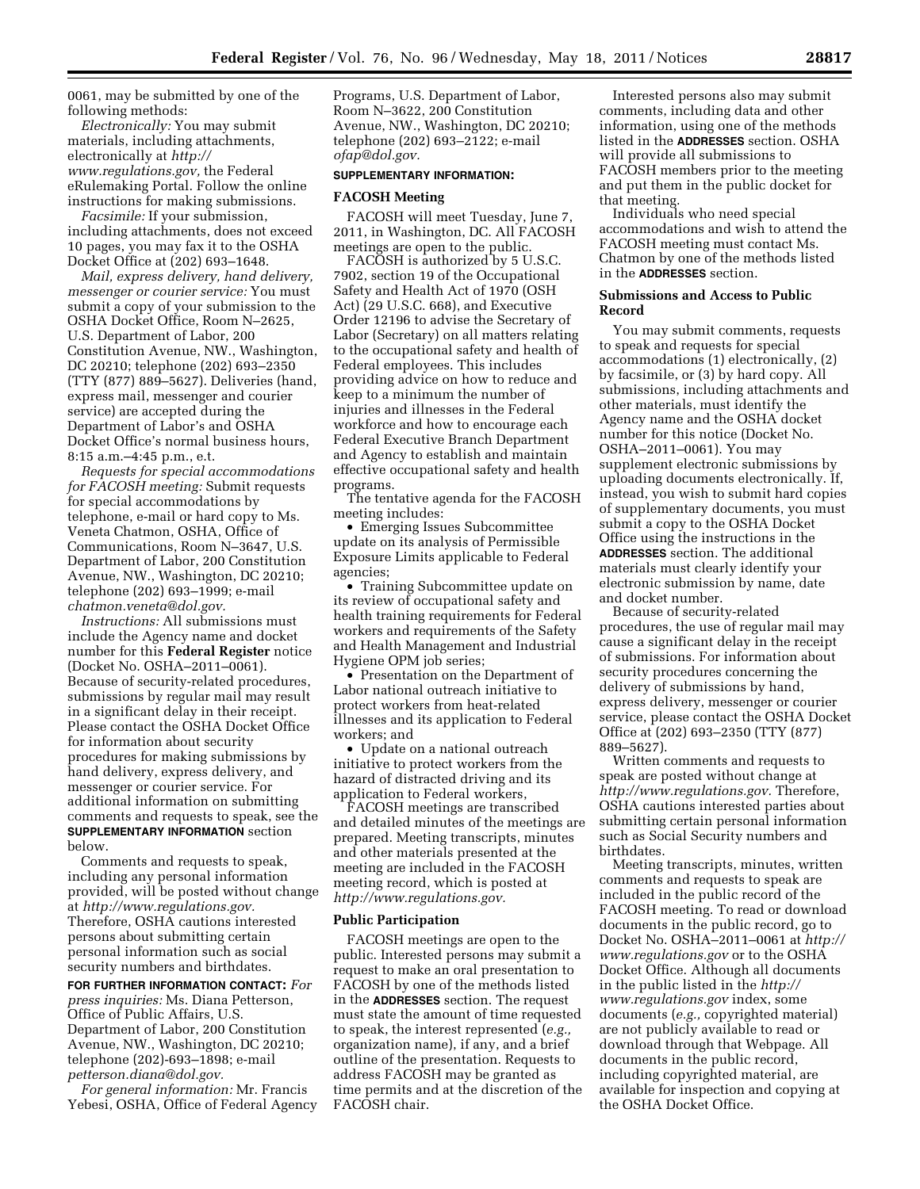0061, may be submitted by one of the following methods:

*Electronically:* You may submit materials, including attachments, electronically at *http://www.regulations.gov,* the Federal eRulemaking Portal. Follow the online instructions for making submissions.

*Facsimile:* If your submission, including attachments, does not exceed 10 pages, you may fax it to the OSHA Docket Office at (202) 693–1648.

*Mail, express delivery, hand delivery, messenger or courier service:* You must submit a copy of your submission to the OSHA Docket Office, Room N–2625, U.S. Department of Labor, 200 Constitution Avenue, NW., Washington, DC 20210; telephone (202) 693–2350 (TTY (877) 889–5627). Deliveries (hand, express mail, messenger and courier service) are accepted during the Department of Labor's and OSHA Docket Office's normal business hours, 8:15 a.m.–4:45 p.m., e.t.

*Requests for special accommodations for FACOSH meeting:* Submit requests for special accommodations by telephone, e-mail or hard copy to Ms. Veneta Chatmon, OSHA, Office of Communications, Room N–3647, U.S. Department of Labor, 200 Constitution Avenue, NW., Washington, DC 20210; telephone (202) 693–1999; e-mail *chatmon.veneta@dol.gov.*

*Instructions:* All submissions must include the Agency name and docket number for this **Federal Register** notice (Docket No. OSHA–2011–0061). Because of security-related procedures, submissions by regular mail may result in a significant delay in their receipt. Please contact the OSHA Docket Office for information about security procedures for making submissions by hand delivery, express delivery, and messenger or courier service. For additional information on submitting comments and requests to speak, see the **SUPPLEMENTARY INFORMATION** section below.

Comments and requests to speak, including any personal information provided, will be posted without change at *http://www.regulations.gov.* Therefore, OSHA cautions interested persons about submitting certain personal information such as social security numbers and birthdates.

**FOR FURTHER INFORMATION CONTACT:** *For press inquiries:* Ms. Diana Petterson, Office of Public Affairs, U.S. Department of Labor, 200 Constitution Avenue, NW., Washington, DC 20210; telephone (202)-693–1898; e-mail *petterson.diana@dol.gov.*

*For general information:* Mr. Francis Yebesi, OSHA, Office of Federal Agency Programs, U.S. Department of Labor, Room N–3622, 200 Constitution Avenue, NW., Washington, DC 20210; telephone (202) 693–2122; e-mail *ofap@dol.gov.*

**SUPPLEMENTARY INFORMATION:**

## FACOSH Meeting

FACOSH will meet Tuesday, June 7, 2011, in Washington, DC. All FACOSH meetings are open to the public.

FACOSH is authorized by 5 U.S.C. 7902, section 19 of the Occupational Safety and Health Act of 1970 (OSH Act) (29 U.S.C. 668), and Executive Order 12196 to advise the Secretary of Labor (Secretary) on all matters relating to the occupational safety and health of Federal employees. This includes providing advice on how to reduce and keep to a minimum the number of injuries and illnesses in the Federal workforce and how to encourage each Federal Executive Branch Department and Agency to establish and maintain effective occupational safety and health programs.

The tentative agenda for the FACOSH meeting includes:

- Emerging Issues Subcommittee update on its analysis of Permissible Exposure Limits applicable to Federal agencies;
- Training Subcommittee update on its review of occupational safety and health training requirements for Federal workers and requirements of the Safety and Health Management and Industrial Hygiene OPM job series;
- Presentation on the Department of Labor national outreach initiative to protect workers from heat-related illnesses and its application to Federal workers; and
- Update on a national outreach initiative to protect workers from the hazard of distracted driving and its application to Federal workers,

FACOSH meetings are transcribed and detailed minutes of the meetings are prepared. Meeting transcripts, minutes and other materials presented at the meeting are included in the FACOSH meeting record, which is posted at *http://www.regulations.gov.*

## Public Participation

FACOSH meetings are open to the public. Interested persons may submit a request to make an oral presentation to FACOSH by one of the methods listed in the **ADDRESSES** section. The request must state the amount of time requested to speak, the interest represented (*e.g.,* organization name), if any, and a brief outline of the presentation. Requests to address FACOSH may be granted as time permits and at the discretion of the FACOSH chair.

Interested persons also may submit comments, including data and other information, using one of the methods listed in the **ADDRESSES** section. OSHA will provide all submissions to FACOSH members prior to the meeting and put them in the public docket for that meeting.

Individuals who need special accommodations and wish to attend the FACOSH meeting must contact Ms. Chatmon by one of the methods listed in the **ADDRESSES** section.

## Submissions and Access to Public Record

You may submit comments, requests to speak and requests for special accommodations (1) electronically, (2) by facsimile, or (3) by hard copy. All submissions, including attachments and other materials, must identify the Agency name and the OSHA docket number for this notice (Docket No. OSHA–2011–0061). You may supplement electronic submissions by uploading documents electronically. If, instead, you wish to submit hard copies of supplementary documents, you must submit a copy to the OSHA Docket Office using the instructions in the **ADDRESSES** section. The additional materials must clearly identify your electronic submission by name, date and docket number.

Because of security-related procedures, the use of regular mail may cause a significant delay in the receipt of submissions. For information about security procedures concerning the delivery of submissions by hand, express delivery, messenger or courier service, please contact the OSHA Docket Office at (202) 693–2350 (TTY (877) 889–5627).

Written comments and requests to speak are posted without change at *http://www.regulations.gov.* Therefore, OSHA cautions interested parties about submitting certain personal information such as Social Security numbers and birthdates.

Meeting transcripts, minutes, written comments and requests to speak are included in the public record of the FACOSH meeting. To read or download documents in the public record, go to Docket No. OSHA–2011–0061 at *http://www.regulations.gov* or to the OSHA Docket Office. Although all documents in the public listed in the *http://www.regulations.gov* index, some documents (*e.g.,* copyrighted material) are not publicly available to read or download through that Webpage. All documents in the public record, including copyrighted material, are available for inspection and copying at the OSHA Docket Office.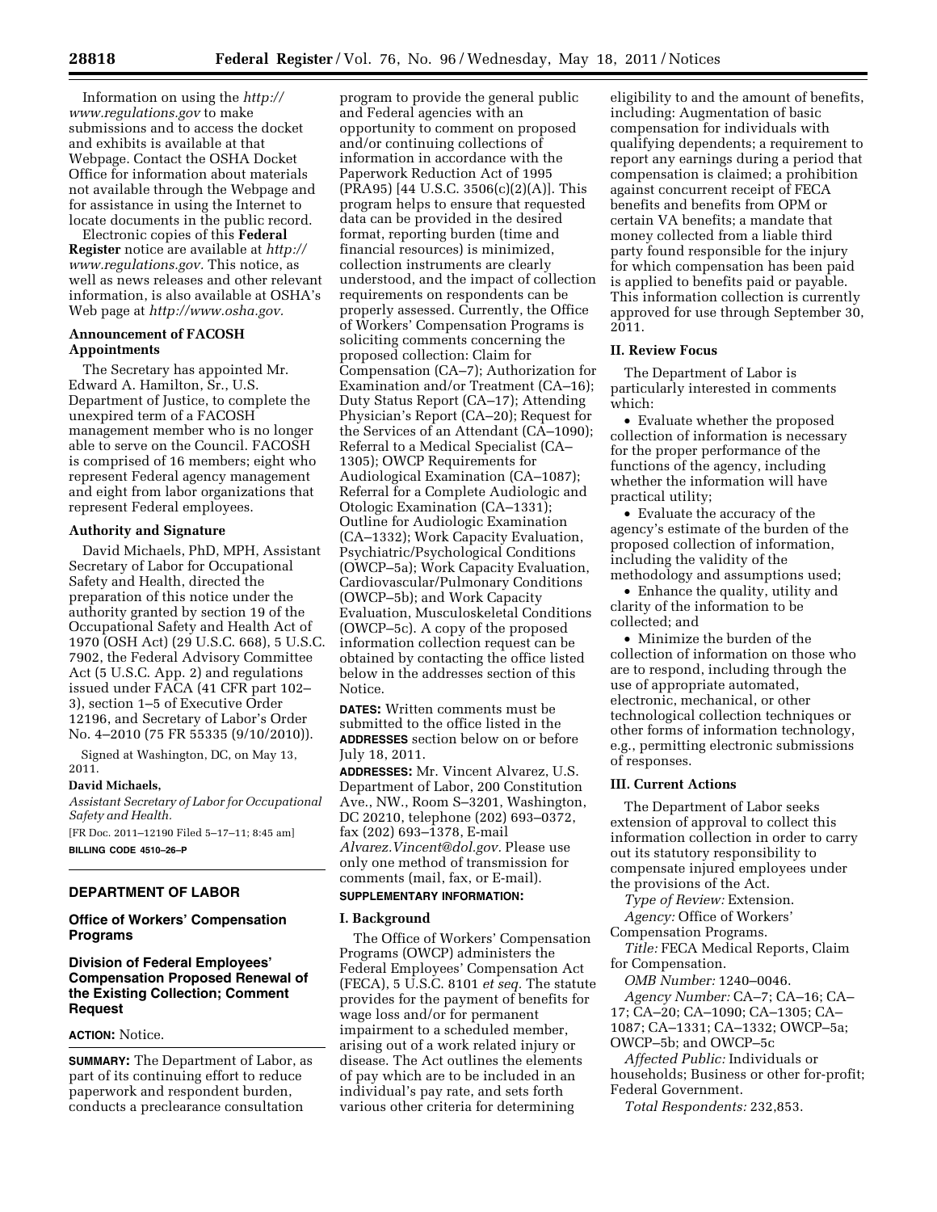Information on using the *http://www.regulations.gov* to make submissions and to access the docket and exhibits is available at that Webpage. Contact the OSHA Docket Office for information about materials not available through the Webpage and for assistance in using the Internet to locate documents in the public record.

Electronic copies of this **Federal Register** notice are available at *http://www.regulations.gov*. This notice, as well as news releases and other relevant information, is also available at OSHA's Web page at *http://www.osha.gov*.

### Announcement of FACOSH Appointments

The Secretary has appointed Mr. Edward A. Hamilton, Sr., U.S. Department of Justice, to complete the unexpired term of a FACOSH management member who is no longer able to serve on the Council. FACOSH is comprised of 16 members; eight who represent Federal agency management and eight from labor organizations that represent Federal employees.

### Authority and Signature

David Michaels, PhD, MPH, Assistant Secretary of Labor for Occupational Safety and Health, directed the preparation of this notice under the authority granted by section 19 of the Occupational Safety and Health Act of 1970 (OSH Act) (29 U.S.C. 668), 5 U.S.C. 7902, the Federal Advisory Committee Act (5 U.S.C. App. 2) and regulations issued under FACA (41 CFR part 102–3), section 1–5 of Executive Order 12196, and Secretary of Labor's Order No. 4–2010 (75 FR 55335 (9/10/2010)).

Signed at Washington, DC, on May 13, 2011.

**David Michaels,**

*Assistant Secretary of Labor for Occupational Safety and Health.*

[FR Doc. 2011–12190 Filed 5–17–11; 8:45 am]

**BILLING CODE 4510–26–P**

---

## DEPARTMENT OF LABOR

### Office of Workers' Compensation Programs

### Division of Federal Employees' Compensation Proposed Renewal of the Existing Collection; Comment Request

**ACTION:** Notice.

**SUMMARY:** The Department of Labor, as part of its continuing effort to reduce paperwork and respondent burden, conducts a preclearance consultation program to provide the general public and Federal agencies with an opportunity to comment on proposed and/or continuing collections of information in accordance with the Paperwork Reduction Act of 1995 (PRA95) [44 U.S.C. 3506(c)(2)(A)]. This program helps to ensure that requested data can be provided in the desired format, reporting burden (time and financial resources) is minimized, collection instruments are clearly understood, and the impact of collection requirements on respondents can be properly assessed. Currently, the Office of Workers' Compensation Programs is soliciting comments concerning the proposed collection: Claim for Compensation (CA–7); Authorization for Examination and/or Treatment (CA–16); Duty Status Report (CA–17); Attending Physician's Report (CA–20); Request for the Services of an Attendant (CA–1090); Referral to a Medical Specialist (CA–1305); OWCP Requirements for Audiological Examination (CA–1087); Referral for a Complete Audiologic and Otologic Examination (CA–1331); Outline for Audiologic Examination (CA–1332); Work Capacity Evaluation, Psychiatric/Psychological Conditions (OWCP–5a); Work Capacity Evaluation, Cardiovascular/Pulmonary Conditions (OWCP–5b); and Work Capacity Evaluation, Musculoskeletal Conditions (OWCP–5c). A copy of the proposed information collection request can be obtained by contacting the office listed below in the addresses section of this Notice.

**DATES:** Written comments must be submitted to the office listed in the **ADDRESSES** section below on or before July 18, 2011.

**ADDRESSES:** Mr. Vincent Alvarez, U.S. Department of Labor, 200 Constitution Ave., NW., Room S–3201, Washington, DC 20210, telephone (202) 693–0372, fax (202) 693–1378, E-mail *Alvarez.Vincent@dol.gov*. Please use only one method of transmission for comments (mail, fax, or E-mail).

**SUPPLEMENTARY INFORMATION:**

#### I. Background

The Office of Workers' Compensation Programs (OWCP) administers the Federal Employees' Compensation Act (FECA), 5 U.S.C. 8101 *et seq.* The statute provides for the payment of benefits for wage loss and/or for permanent impairment to a scheduled member, arising out of a work related injury or disease. The Act outlines the elements of pay which are to be included in an individual's pay rate, and sets forth various other criteria for determining eligibility to and the amount of benefits, including: Augmentation of basic compensation for individuals with qualifying dependents; a requirement to report any earnings during a period that compensation is claimed; a prohibition against concurrent receipt of FECA benefits and benefits from OPM or certain VA benefits; a mandate that money collected from a liable third party found responsible for the injury for which compensation has been paid is applied to benefits paid or payable. This information collection is currently approved for use through September 30, 2011.

#### II. Review Focus

The Department of Labor is particularly interested in comments which:

- Evaluate whether the proposed collection of information is necessary for the proper performance of the functions of the agency, including whether the information will have practical utility;
- Evaluate the accuracy of the agency's estimate of the burden of the proposed collection of information, including the validity of the methodology and assumptions used;
- Enhance the quality, utility and clarity of the information to be collected; and
- Minimize the burden of the collection of information on those who are to respond, including through the use of appropriate automated, electronic, mechanical, or other technological collection techniques or other forms of information technology, e.g., permitting electronic submissions of responses.

#### III. Current Actions

The Department of Labor seeks extension of approval to collect this information collection in order to carry out its statutory responsibility to compensate injured employees under the provisions of the Act.

*Type of Review:* Extension.

*Agency:* Office of Workers' Compensation Programs.

*Title:* FECA Medical Reports, Claim for Compensation.

*OMB Number:* 1240–0046.

*Agency Number:* CA–7; CA–16; CA–17; CA–20; CA–1090; CA–1305; CA–1087; CA–1331; CA–1332; OWCP–5a; OWCP–5b; and OWCP–5c

*Affected Public:* Individuals or households; Business or other for-profit; Federal Government.

*Total Respondents:* 232,853.